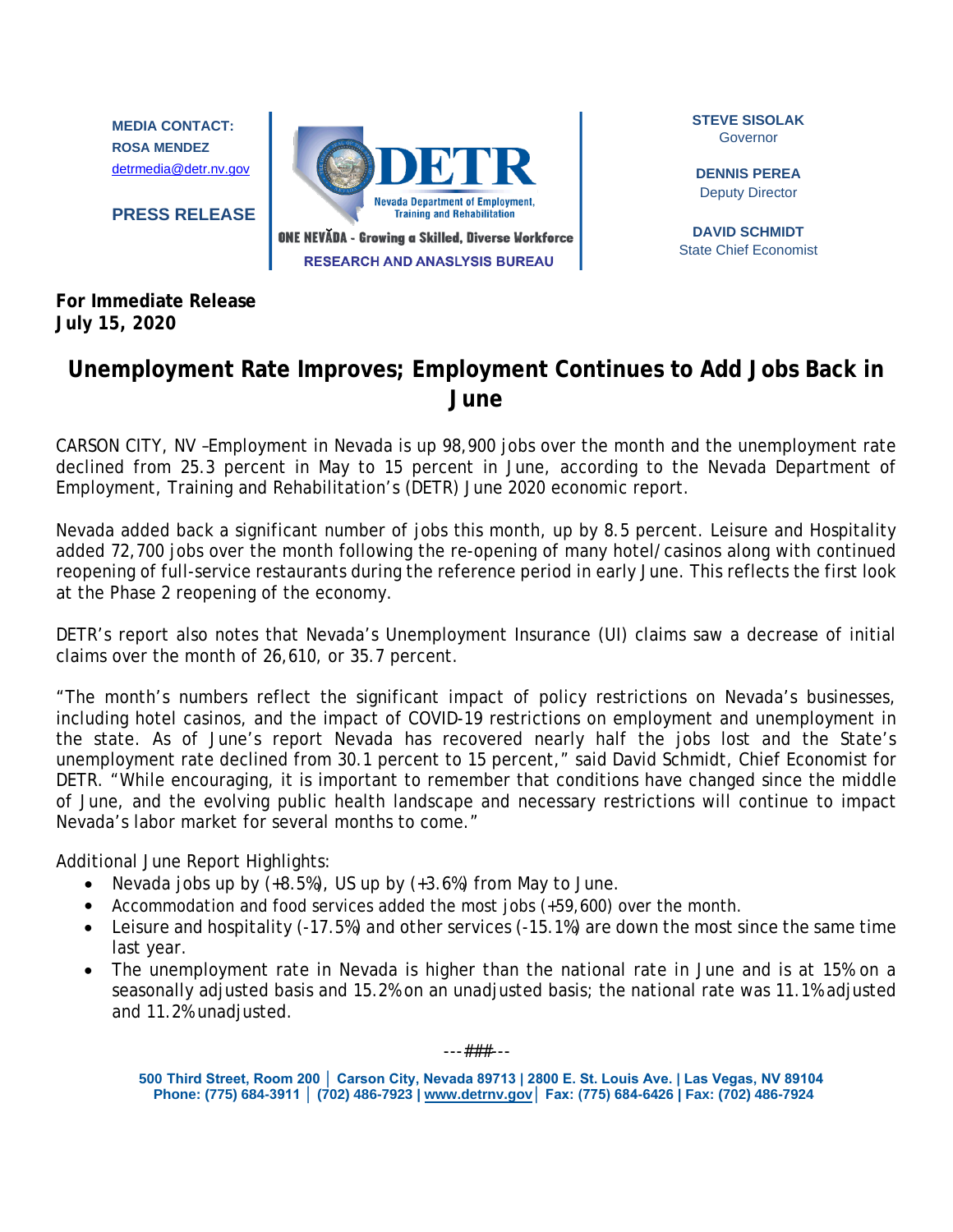MEDIA CONTACT:
ROSA MENDEZ
detrmedia@detr.nv.gov

PRESS RELEASE

DETR
Nevada Department of Employment, Training and Rehabilitation
ONE NEVĂDA - Growing a Skilled, Diverse Workforce
RESEARCH AND ANASLYSIS BUREAU

STEVE SISOLAK
Governor

DENNIS PEREA
Deputy Director

DAVID SCHMIDT
State Chief Economist

**For Immediate Release**
**July 15, 2020**

# Unemployment Rate Improves; Employment Continues to Add Jobs Back in June

CARSON CITY, NV –Employment in Nevada is up 98,900 jobs over the month and the unemployment rate declined from 25.3 percent in May to 15 percent in June, according to the Nevada Department of Employment, Training and Rehabilitation's (DETR) June 2020 economic report.

Nevada added back a significant number of jobs this month, up by 8.5 percent. Leisure and Hospitality added 72,700 jobs over the month following the re-opening of many hotel/casinos along with continued reopening of full-service restaurants during the reference period in early June. This reflects the first look at the Phase 2 reopening of the economy.

DETR's report also notes that Nevada's Unemployment Insurance (UI) claims saw a decrease of initial claims over the month of 26,610, or 35.7 percent.

"The month's numbers reflect the significant impact of policy restrictions on Nevada's businesses, including hotel casinos, and the impact of COVID-19 restrictions on employment and unemployment in the state. As of June's report Nevada has recovered nearly half the jobs lost and the State's unemployment rate declined from 30.1 percent to 15 percent," said David Schmidt, Chief Economist for DETR. "While encouraging, it is important to remember that conditions have changed since the middle of June, and the evolving public health landscape and necessary restrictions will continue to impact Nevada's labor market for several months to come."

Additional June Report Highlights:

- Nevada jobs up by (+8.5%), US up by (+3.6%) from May to June.
- Accommodation and food services added the most jobs (+59,600) over the month.
- Leisure and hospitality (-17.5%) and other services (-15.1%) are down the most since the same time last year.
- The unemployment rate in Nevada is higher than the national rate in June and is at 15% on a seasonally adjusted basis and 15.2% on an unadjusted basis; the national rate was 11.1% adjusted and 11.2% unadjusted.

---###---

500 Third Street, Room 200 | Carson City, Nevada 89713 | 2800 E. St. Louis Ave. | Las Vegas, NV 89104
Phone: (775) 684-3911 | (702) 486-7923 | www.detrnv.gov | Fax: (775) 684-6426 | Fax: (702) 486-7924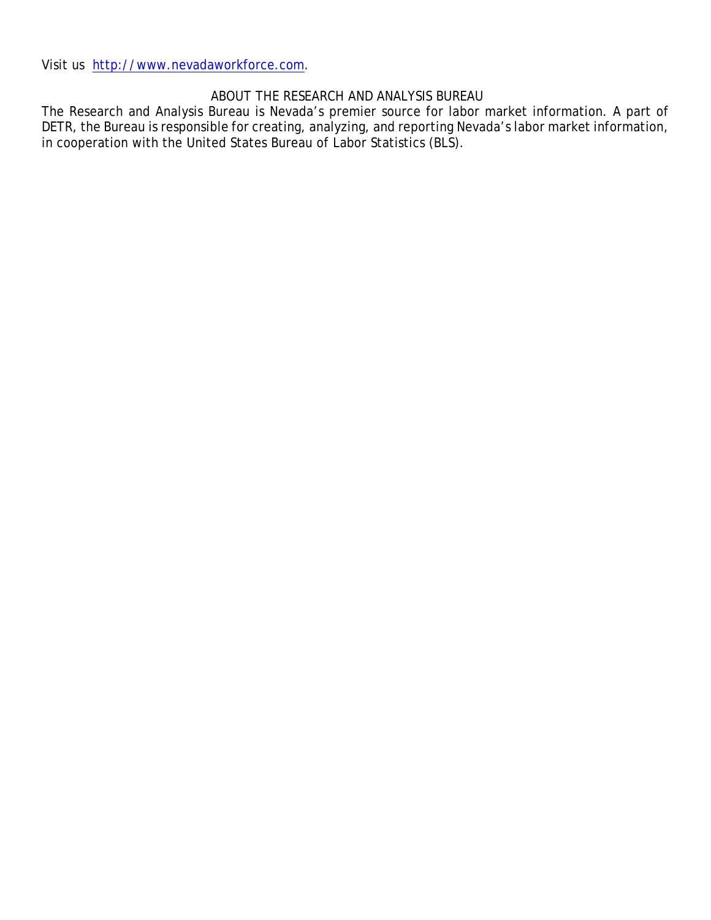Visit us [http://www.nevadaworkforce.com](http://www.nevadaworkforce.com).

## ABOUT THE RESEARCH AND ANALYSIS BUREAU

The Research and Analysis Bureau is Nevada's premier source for labor market information. A part of DETR, the Bureau is responsible for creating, analyzing, and reporting Nevada's labor market information, in cooperation with the United States Bureau of Labor Statistics (BLS).